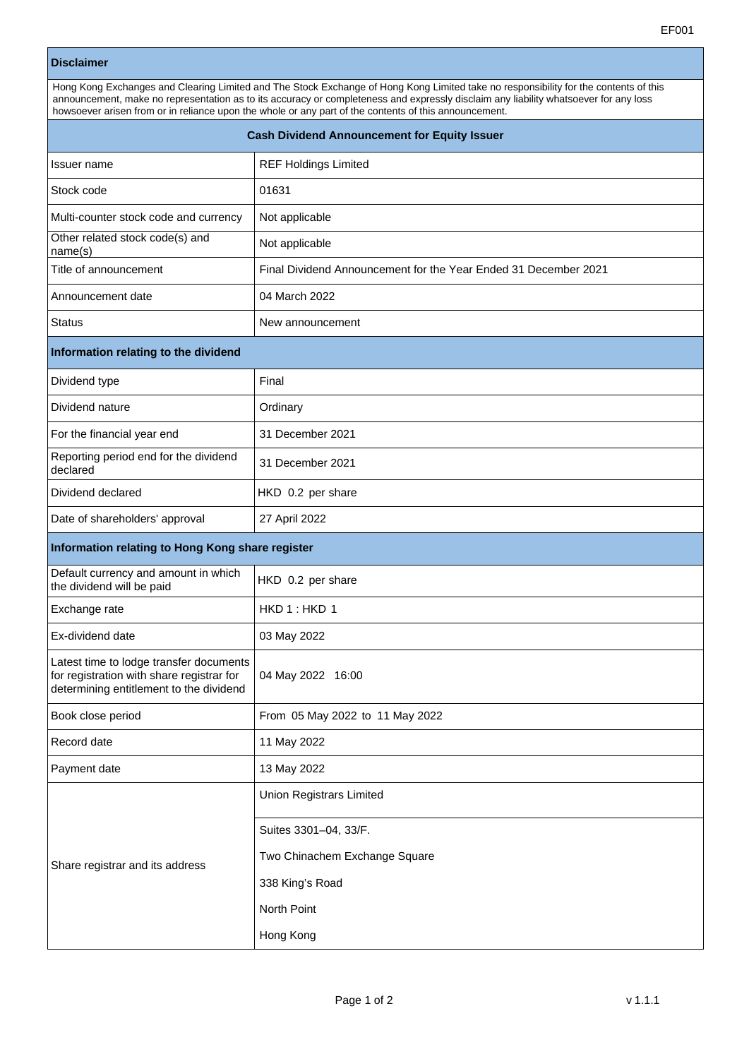EF001

| **Disclaimer** | |
|---|---|
| Hong Kong Exchanges and Clearing Limited and The Stock Exchange of Hong Kong Limited take no responsibility for the contents of this announcement, make no representation as to its accuracy or completeness and expressly disclaim any liability whatsoever for any loss howsoever arisen from or in reliance upon the whole or any part of the contents of this announcement. | |
| **Cash Dividend Announcement for Equity Issuer** | |
| Issuer name | REF Holdings Limited |
| Stock code | 01631 |
| Multi-counter stock code and currency | Not applicable |
| Other related stock code(s) and name(s) | Not applicable |
| Title of announcement | Final Dividend Announcement for the Year Ended 31 December 2021 |
| Announcement date | 04 March 2022 |
| Status | New announcement |
| **Information relating to the dividend** | |
| Dividend type | Final |
| Dividend nature | Ordinary |
| For the financial year end | 31 December 2021 |
| Reporting period end for the dividend declared | 31 December 2021 |
| Dividend declared | HKD 0.2 per share |
| Date of shareholders' approval | 27 April 2022 |
| **Information relating to Hong Kong share register** | |
| Default currency and amount in which the dividend will be paid | HKD 0.2 per share |
| Exchange rate | HKD 1 : HKD 1 |
| Ex-dividend date | 03 May 2022 |
| Latest time to lodge transfer documents for registration with share registrar for determining entitlement to the dividend | 04 May 2022 16:00 |
| Book close period | From 05 May 2022 to 11 May 2022 |
| Record date | 11 May 2022 |
| Payment date | 13 May 2022 |
| Share registrar and its address | Union Registrars Limited<br>Suites 3301–04, 33/F.<br>Two Chinachem Exchange Square<br>338 King's Road<br>North Point<br>Hong Kong |

v 1.1.1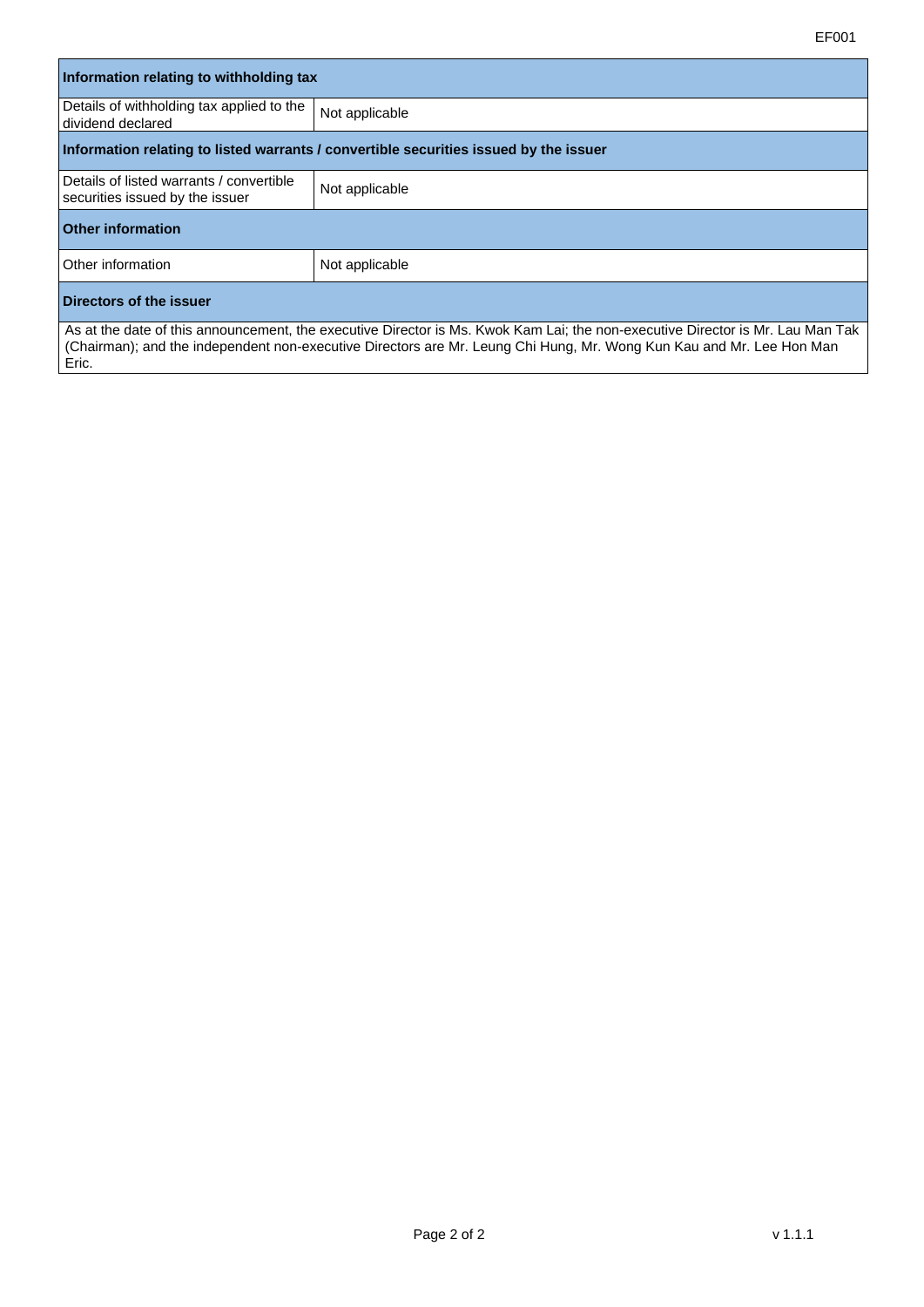| | |
|---|---|
| **Information relating to withholding tax** | |
| Details of withholding tax applied to the dividend declared | Not applicable |
| **Information relating to listed warrants / convertible securities issued by the issuer** | |
| Details of listed warrants / convertible securities issued by the issuer | Not applicable |
| **Other information** | |
| Other information | Not applicable |
| **Directors of the issuer** | |
| As at the date of this announcement, the executive Director is Ms. Kwok Kam Lai; the non-executive Director is Mr. Lau Man Tak (Chairman); and the independent non-executive Directors are Mr. Leung Chi Hung, Mr. Wong Kun Kau and Mr. Lee Hon Man Eric. | |